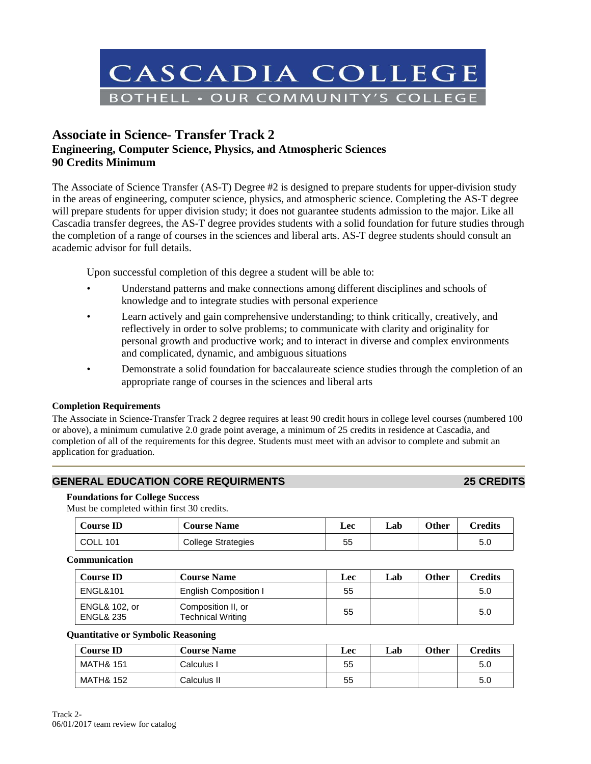CASCADIA COLLEGE
BOTHELL • OUR COMMUNITY'S COLLEGE

# Associate in Science- Transfer Track 2
## Engineering, Computer Science, Physics, and Atmospheric Sciences
## 90 Credits Minimum

The Associate of Science Transfer (AS-T) Degree #2 is designed to prepare students for upper-division study in the areas of engineering, computer science, physics, and atmospheric science. Completing the AS-T degree will prepare students for upper division study; it does not guarantee students admission to the major. Like all Cascadia transfer degrees, the AS-T degree provides students with a solid foundation for future studies through the completion of a range of courses in the sciences and liberal arts. AS-T degree students should consult an academic advisor for full details.

Upon successful completion of this degree a student will be able to:

- Understand patterns and make connections among different disciplines and schools of knowledge and to integrate studies with personal experience
- Learn actively and gain comprehensive understanding; to think critically, creatively, and reflectively in order to solve problems; to communicate with clarity and originality for personal growth and productive work; and to interact in diverse and complex environments and complicated, dynamic, and ambiguous situations
- Demonstrate a solid foundation for baccalaureate science studies through the completion of an appropriate range of courses in the sciences and liberal arts

**Completion Requirements**

The Associate in Science-Transfer Track 2 degree requires at least 90 credit hours in college level courses (numbered 100 or above), a minimum cumulative 2.0 grade point average, a minimum of 25 credits in residence at Cascadia, and completion of all of the requirements for this degree. Students must meet with an advisor to complete and submit an application for graduation.

## GENERAL EDUCATION CORE REQUIREMENTS — 25 CREDITS

**Foundations for College Success**

Must be completed within first 30 credits.

| Course ID | Course Name | Lec | Lab | Other | Credits |
|---|---|---|---|---|---|
| COLL 101 | College Strategies | 55 | | | 5.0 |

**Communication**

| Course ID | Course Name | Lec | Lab | Other | Credits |
|---|---|---|---|---|---|
| ENGL&101 | English Composition I | 55 | | | 5.0 |
| ENGL& 102, or ENGL& 235 | Composition II, or Technical Writing | 55 | | | 5.0 |

**Quantitative or Symbolic Reasoning**

| Course ID | Course Name | Lec | Lab | Other | Credits |
|---|---|---|---|---|---|
| MATH& 151 | Calculus I | 55 | | | 5.0 |
| MATH& 152 | Calculus II | 55 | | | 5.0 |

Track 2-
06/01/2017 team review for catalog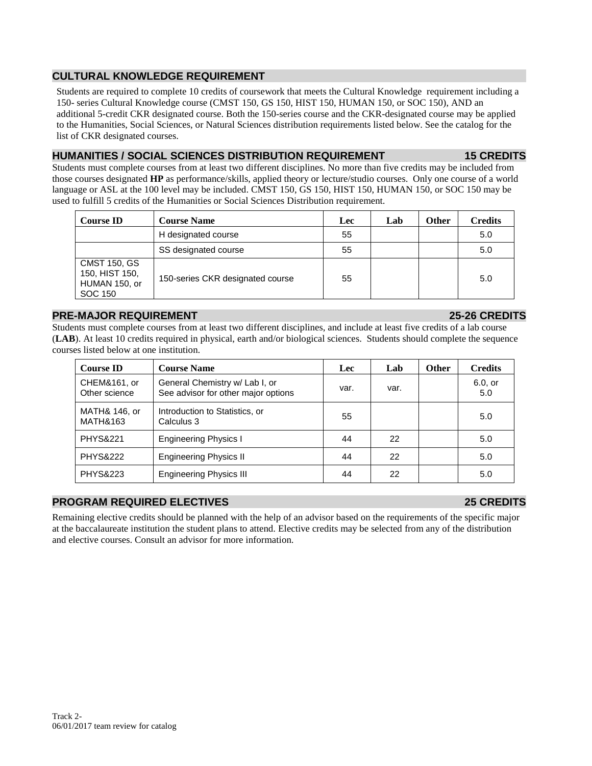## CULTURAL KNOWLEDGE REQUIREMENT

Students are required to complete 10 credits of coursework that meets the Cultural Knowledge requirement including a 150- series Cultural Knowledge course (CMST 150, GS 150, HIST 150, HUMAN 150, or SOC 150), AND an additional 5-credit CKR designated course. Both the 150-series course and the CKR-designated course may be applied to the Humanities, Social Sciences, or Natural Sciences distribution requirements listed below. See the catalog for the list of CKR designated courses.

## HUMANITIES / SOCIAL SCIENCES DISTRIBUTION REQUIREMENT 15 CREDITS

Students must complete courses from at least two different disciplines. No more than five credits may be included from those courses designated **HP** as performance/skills, applied theory or lecture/studio courses. Only one course of a world language or ASL at the 100 level may be included. CMST 150, GS 150, HIST 150, HUMAN 150, or SOC 150 may be used to fulfill 5 credits of the Humanities or Social Sciences Distribution requirement.

| Course ID | Course Name | Lec | Lab | Other | Credits |
|---|---|---|---|---|---|
| | H designated course | 55 | | | 5.0 |
| | SS designated course | 55 | | | 5.0 |
| CMST 150, GS 150, HIST 150, HUMAN 150, or SOC 150 | 150-series CKR designated course | 55 | | | 5.0 |

## PRE-MAJOR REQUIREMENT 25-26 CREDITS

Students must complete courses from at least two different disciplines, and include at least five credits of a lab course (**LAB**). At least 10 credits required in physical, earth and/or biological sciences. Students should complete the sequence courses listed below at one institution.

| Course ID | Course Name | Lec | Lab | Other | Credits |
|---|---|---|---|---|---|
| CHEM&161, or Other science | General Chemistry w/ Lab I, or See advisor for other major options | var. | var. | | 6.0, or 5.0 |
| MATH& 146, or MATH&163 | Introduction to Statistics, or Calculus 3 | 55 | | | 5.0 |
| PHYS&221 | Engineering Physics I | 44 | 22 | | 5.0 |
| PHYS&222 | Engineering Physics II | 44 | 22 | | 5.0 |
| PHYS&223 | Engineering Physics III | 44 | 22 | | 5.0 |

## PROGRAM REQUIRED ELECTIVES 25 CREDITS

Remaining elective credits should be planned with the help of an advisor based on the requirements of the specific major at the baccalaureate institution the student plans to attend. Elective credits may be selected from any of the distribution and elective courses. Consult an advisor for more information.

Track 2-
06/01/2017 team review for catalog